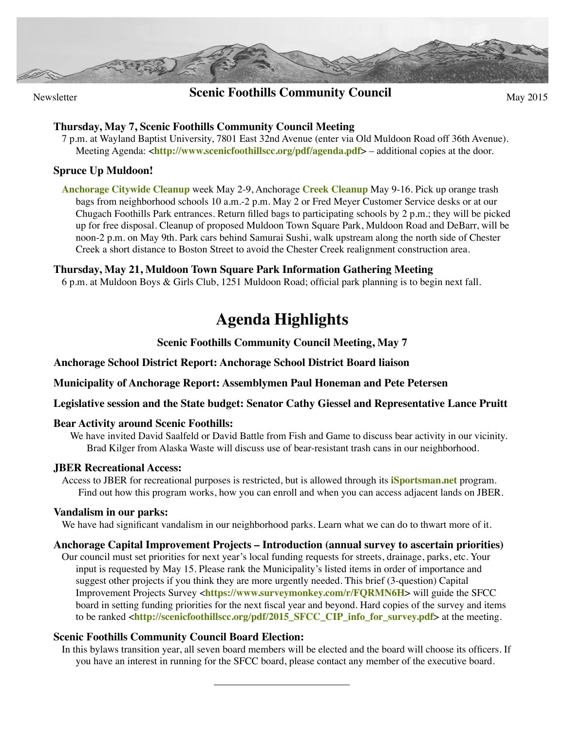Newsletter

# Scenic Foothills Community Council

May 2015

**Thursday, May 7, Scenic Foothills Community Council Meeting**

7 p.m. at Wayland Baptist University, 7801 East 32nd Avenue (enter via Old Muldoon Road off 36th Avenue). Meeting Agenda: <**http://www.scenicfoothillscc.org/pdf/agenda.pdf**> – additional copies at the door.

**Spruce Up Muldoon!**

**Anchorage Citywide Cleanup** week May 2-9, Anchorage **Creek Cleanup** May 9-16. Pick up orange trash bags from neighborhood schools 10 a.m.-2 p.m. May 2 or Fred Meyer Customer Service desks or at our Chugach Foothills Park entrances. Return filled bags to participating schools by 2 p.m.; they will be picked up for free disposal. Cleanup of proposed Muldoon Town Square Park, Muldoon Road and DeBarr, will be noon-2 p.m. on May 9th. Park cars behind Samurai Sushi, walk upstream along the north side of Chester Creek a short distance to Boston Street to avoid the Chester Creek realignment construction area.

**Thursday, May 21, Muldoon Town Square Park Information Gathering Meeting**

6 p.m. at Muldoon Boys & Girls Club, 1251 Muldoon Road; official park planning is to begin next fall.

## Agenda Highlights

**Scenic Foothills Community Council Meeting, May 7**

**Anchorage School District Report: Anchorage School District Board liaison**

**Municipality of Anchorage Report: Assemblymen Paul Honeman and Pete Petersen**

**Legislative session and the State budget: Senator Cathy Giessel and Representative Lance Pruitt**

**Bear Activity around Scenic Foothills:**

We have invited David Saalfeld or David Battle from Fish and Game to discuss bear activity in our vicinity. Brad Kilger from Alaska Waste will discuss use of bear-resistant trash cans in our neighborhood.

**JBER Recreational Access:**

Access to JBER for recreational purposes is restricted, but is allowed through its **iSportsman.net** program. Find out how this program works, how you can enroll and when you can access adjacent lands on JBER.

**Vandalism in our parks:**

We have had significant vandalism in our neighborhood parks. Learn what we can do to thwart more of it.

**Anchorage Capital Improvement Projects – Introduction (annual survey to ascertain priorities)**

Our council must set priorities for next year's local funding requests for streets, drainage, parks, etc. Your input is requested by May 15. Please rank the Municipality's listed items in order of importance and suggest other projects if you think they are more urgently needed. This brief (3-question) Capital Improvement Projects Survey <**https://www.surveymonkey.com/r/FQRMN6H**> will guide the SFCC board in setting funding priorities for the next fiscal year and beyond. Hard copies of the survey and items to be ranked <**http://scenicfoothillscc.org/pdf/2015_SFCC_CIP_info_for_survey.pdf**> at the meeting.

**Scenic Foothills Community Council Board Election:**

In this bylaws transition year, all seven board members will be elected and the board will choose its officers. If you have an interest in running for the SFCC board, please contact any member of the executive board.

---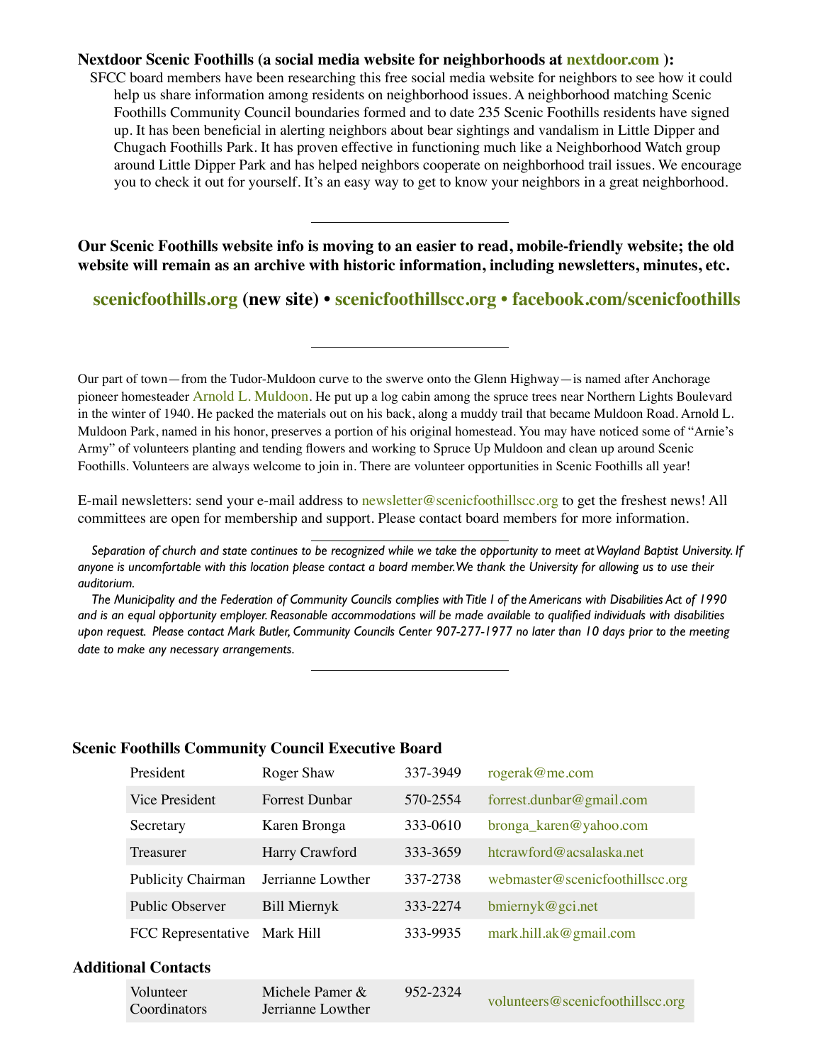**Nextdoor Scenic Foothills (a social media website for neighborhoods at nextdoor.com ):**

SFCC board members have been researching this free social media website for neighbors to see how it could help us share information among residents on neighborhood issues. A neighborhood matching Scenic Foothills Community Council boundaries formed and to date 235 Scenic Foothills residents have signed up. It has been beneficial in alerting neighbors about bear sightings and vandalism in Little Dipper and Chugach Foothills Park. It has proven effective in functioning much like a Neighborhood Watch group around Little Dipper Park and has helped neighbors cooperate on neighborhood trail issues. We encourage you to check it out for yourself. It's an easy way to get to know your neighbors in a great neighborhood.

---

**Our Scenic Foothills website info is moving to an easier to read, mobile-friendly website; the old website will remain as an archive with historic information, including newsletters, minutes, etc.**

**scenicfoothills.org (new site) • scenicfoothillscc.org • facebook.com/scenicfoothills**

---

Our part of town—from the Tudor-Muldoon curve to the swerve onto the Glenn Highway—is named after Anchorage pioneer homesteader Arnold L. Muldoon. He put up a log cabin among the spruce trees near Northern Lights Boulevard in the winter of 1940. He packed the materials out on his back, along a muddy trail that became Muldoon Road. Arnold L. Muldoon Park, named in his honor, preserves a portion of his original homestead. You may have noticed some of "Arnie's Army" of volunteers planting and tending flowers and working to Spruce Up Muldoon and clean up around Scenic Foothills. Volunteers are always welcome to join in. There are volunteer opportunities in Scenic Foothills all year!

E-mail newsletters: send your e-mail address to newsletter@scenicfoothillscc.org to get the freshest news! All committees are open for membership and support. Please contact board members for more information.

---

*Separation of church and state continues to be recognized while we take the opportunity to meet at Wayland Baptist University. If anyone is uncomfortable with this location please contact a board member. We thank the University for allowing us to use their auditorium.*

*The Municipality and the Federation of Community Councils complies with Title I of the Americans with Disabilities Act of 1990 and is an equal opportunity employer. Reasonable accommodations will be made available to qualified individuals with disabilities upon request. Please contact Mark Butler, Community Councils Center 907-277-1977 no later than 10 days prior to the meeting date to make any necessary arrangements.*

---

**Scenic Foothills Community Council Executive Board**

| | | | |
|---|---|---|---|
| President | Roger Shaw | 337-3949 | rogerak@me.com |
| Vice President | Forrest Dunbar | 570-2554 | forrest.dunbar@gmail.com |
| Secretary | Karen Bronga | 333-0610 | bronga_karen@yahoo.com |
| Treasurer | Harry Crawford | 333-3659 | htcrawford@acsalaska.net |
| Publicity Chairman | Jerrianne Lowther | 337-2738 | webmaster@scenicfoothillscc.org |
| Public Observer | Bill Miernyk | 333-2274 | bmiernyk@gci.net |
| FCC Representative | Mark Hill | 333-9935 | mark.hill.ak@gmail.com |

**Additional Contacts**

| | | | |
|---|---|---|---|
| Volunteer Coordinators | Michele Pamer & Jerrianne Lowther | 952-2324 | volunteers@scenicfoothillscc.org |